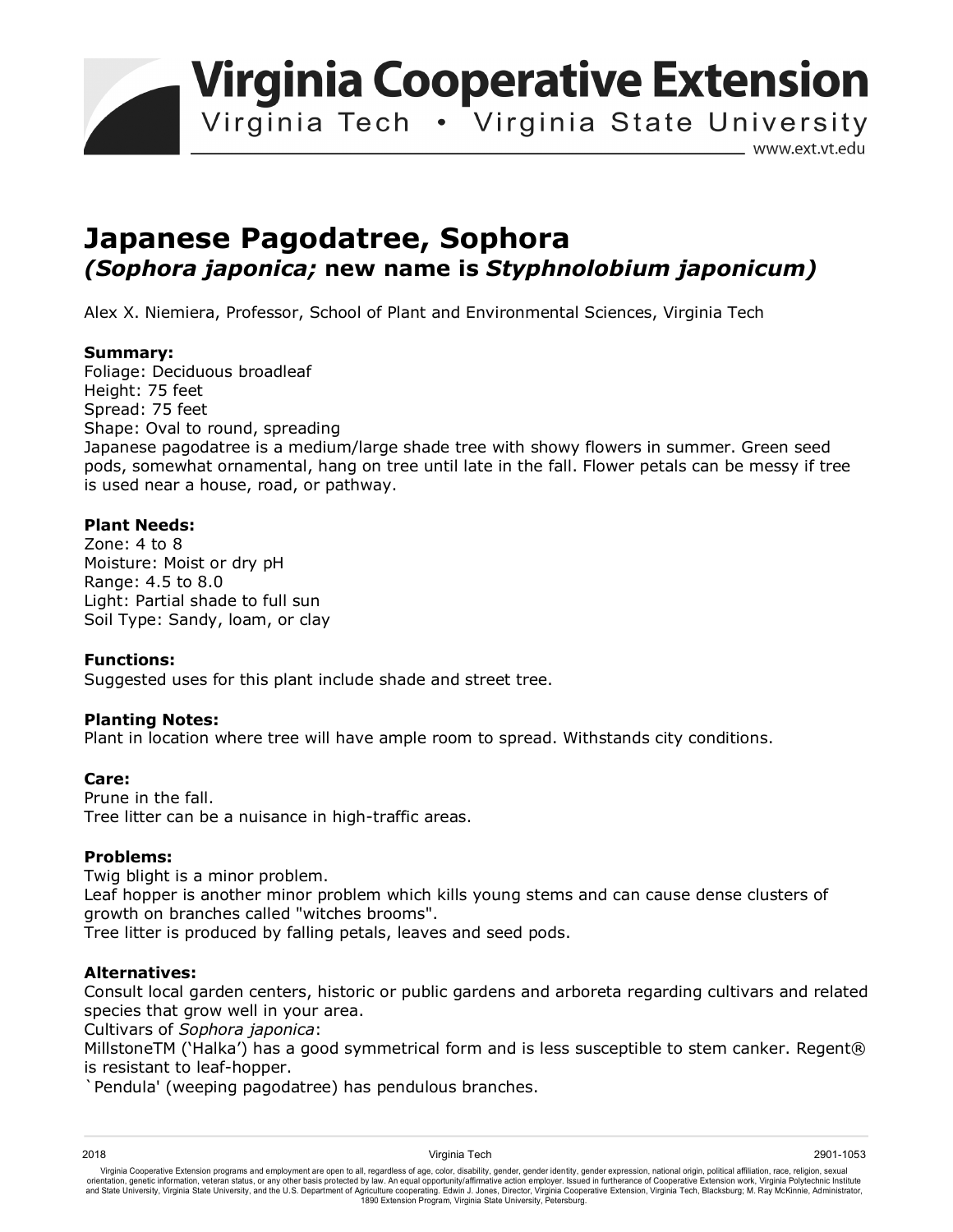# Japanese Pagodatree, Sophora

## *(Sophora japonica;* new name is *Styphnolobium japonicum)*

Alex X. Niemiera, Professor, School of Plant and Environmental Sciences, Virginia Tech

**Summary:**
Foliage: Deciduous broadleaf
Height: 75 feet
Spread: 75 feet
Shape: Oval to round, spreading
Japanese pagodatree is a medium/large shade tree with showy flowers in summer. Green seed pods, somewhat ornamental, hang on tree until late in the fall. Flower petals can be messy if tree is used near a house, road, or pathway.

**Plant Needs:**
Zone: 4 to 8
Moisture: Moist or dry pH
Range: 4.5 to 8.0
Light: Partial shade to full sun
Soil Type: Sandy, loam, or clay

**Functions:**
Suggested uses for this plant include shade and street tree.

**Planting Notes:**
Plant in location where tree will have ample room to spread. Withstands city conditions.

**Care:**
Prune in the fall.
Tree litter can be a nuisance in high-traffic areas.

**Problems:**
Twig blight is a minor problem.
Leaf hopper is another minor problem which kills young stems and can cause dense clusters of growth on branches called "witches brooms".
Tree litter is produced by falling petals, leaves and seed pods.

**Alternatives:**
Consult local garden centers, historic or public gardens and arboreta regarding cultivars and related species that grow well in your area.
Cultivars of *Sophora japonica*:
MillstoneTM ('Halka') has a good symmetrical form and is less susceptible to stem canker. Regent® is resistant to leaf-hopper.
`Pendula' (weeping pagodatree) has pendulous branches.

2018 Virginia Tech 2901-1053

Virginia Cooperative Extension programs and employment are open to all, regardless of age, color, disability, gender, gender identity, gender expression, national origin, political affiliation, race, religion, sexual orientation, genetic information, veteran status, or any other basis protected by law. An equal opportunity/affirmative action employer. Issued in furtherance of Cooperative Extension work, Virginia Polytechnic Institute and State University, Virginia State University, and the U.S. Department of Agriculture cooperating. Edwin J. Jones, Director, Virginia Cooperative Extension, Virginia Tech, Blacksburg; M. Ray McKinnie, Administrator, 1890 Extension Program, Virginia State University, Petersburg.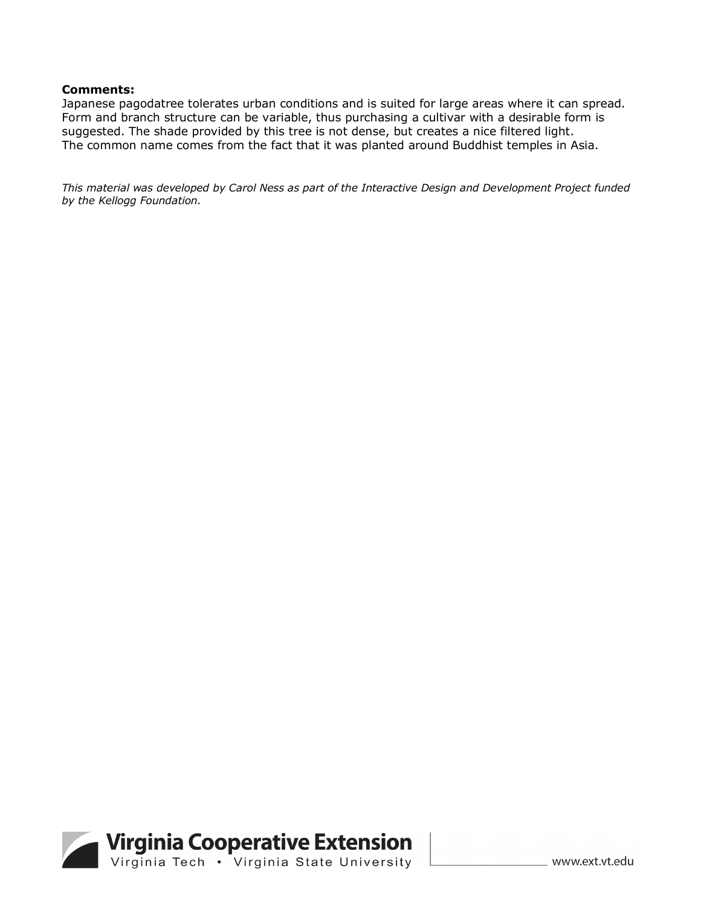**Comments:**
Japanese pagodatree tolerates urban conditions and is suited for large areas where it can spread. Form and branch structure can be variable, thus purchasing a cultivar with a desirable form is suggested. The shade provided by this tree is not dense, but creates a nice filtered light.
The common name comes from the fact that it was planted around Buddhist temples in Asia.

*This material was developed by Carol Ness as part of the Interactive Design and Development Project funded by the Kellogg Foundation.*